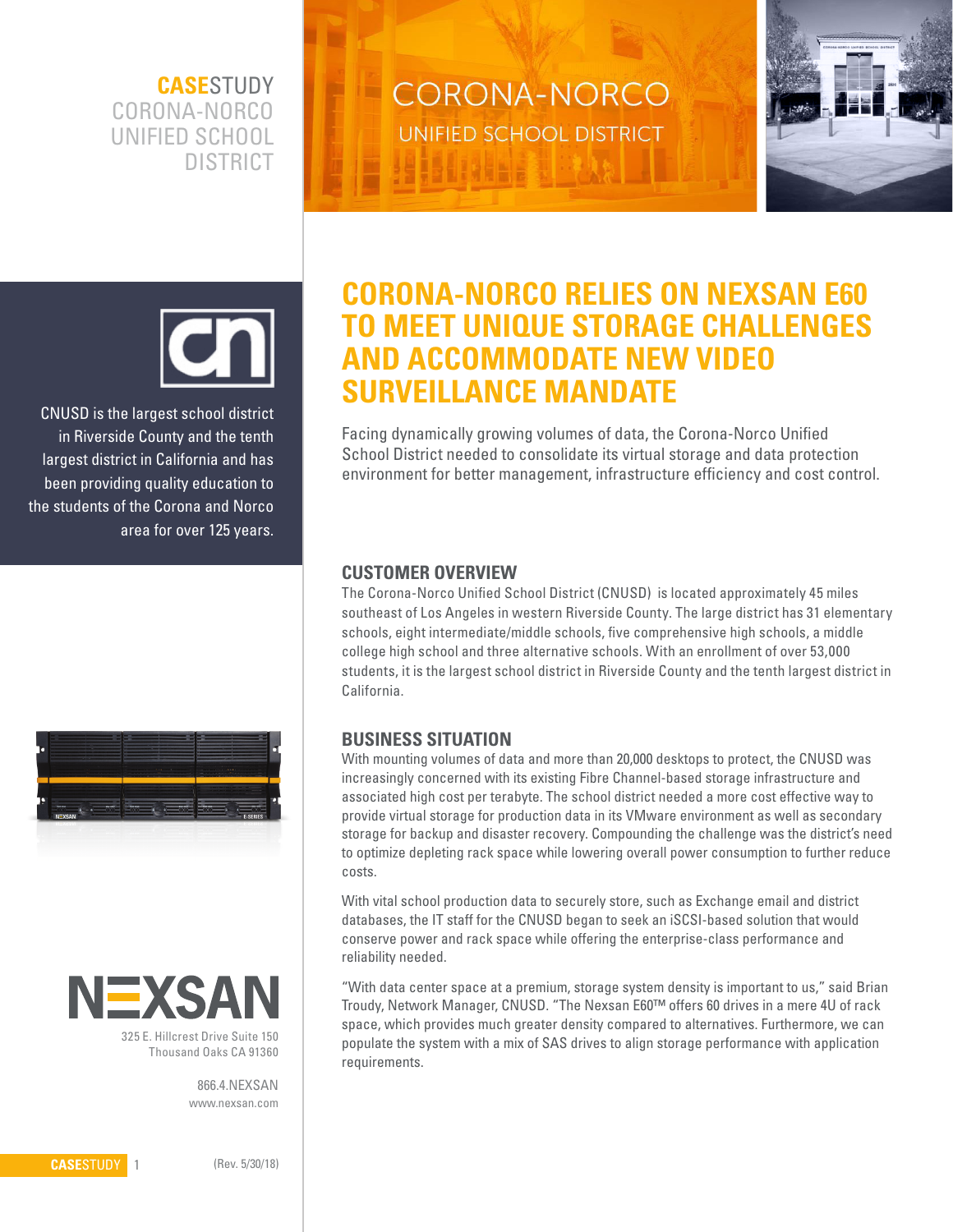**CASESTUDY**
CORONA-NORCO UNIFIED SCHOOL DISTRICT

CORONA-NORCO
UNIFIED SCHOOL DISTRICT

CNUSD is the largest school district in Riverside County and the tenth largest district in California and has been providing quality education to the students of the Corona and Norco area for over 125 years.

# CORONA-NORCO RELIES ON NEXSAN E60 TO MEET UNIQUE STORAGE CHALLENGES AND ACCOMMODATE NEW VIDEO SURVEILLANCE MANDATE

Facing dynamically growing volumes of data, the Corona-Norco Unified School District needed to consolidate its virtual storage and data protection environment for better management, infrastructure efficiency and cost control.

## CUSTOMER OVERVIEW

The Corona-Norco Unified School District (CNUSD) is located approximately 45 miles southeast of Los Angeles in western Riverside County. The large district has 31 elementary schools, eight intermediate/middle schools, five comprehensive high schools, a middle college high school and three alternative schools. With an enrollment of over 53,000 students, it is the largest school district in Riverside County and the tenth largest district in California.

## BUSINESS SITUATION

With mounting volumes of data and more than 20,000 desktops to protect, the CNUSD was increasingly concerned with its existing Fibre Channel-based storage infrastructure and associated high cost per terabyte. The school district needed a more cost effective way to provide virtual storage for production data in its VMware environment as well as secondary storage for backup and disaster recovery. Compounding the challenge was the district's need to optimize depleting rack space while lowering overall power consumption to further reduce costs.

With vital school production data to securely store, such as Exchange email and district databases, the IT staff for the CNUSD began to seek an iSCSI-based solution that would conserve power and rack space while offering the enterprise-class performance and reliability needed.

"With data center space at a premium, storage system density is important to us," said Brian Troudy, Network Manager, CNUSD. "The Nexsan E60™ offers 60 drives in a mere 4U of rack space, which provides much greater density compared to alternatives. Furthermore, we can populate the system with a mix of SAS drives to align storage performance with application requirements.

NEXSAN
325 E. Hillcrest Drive Suite 150
Thousand Oaks CA 91360

866.4.NEXSAN
www.nexsan.com

(Rev. 5/30/18)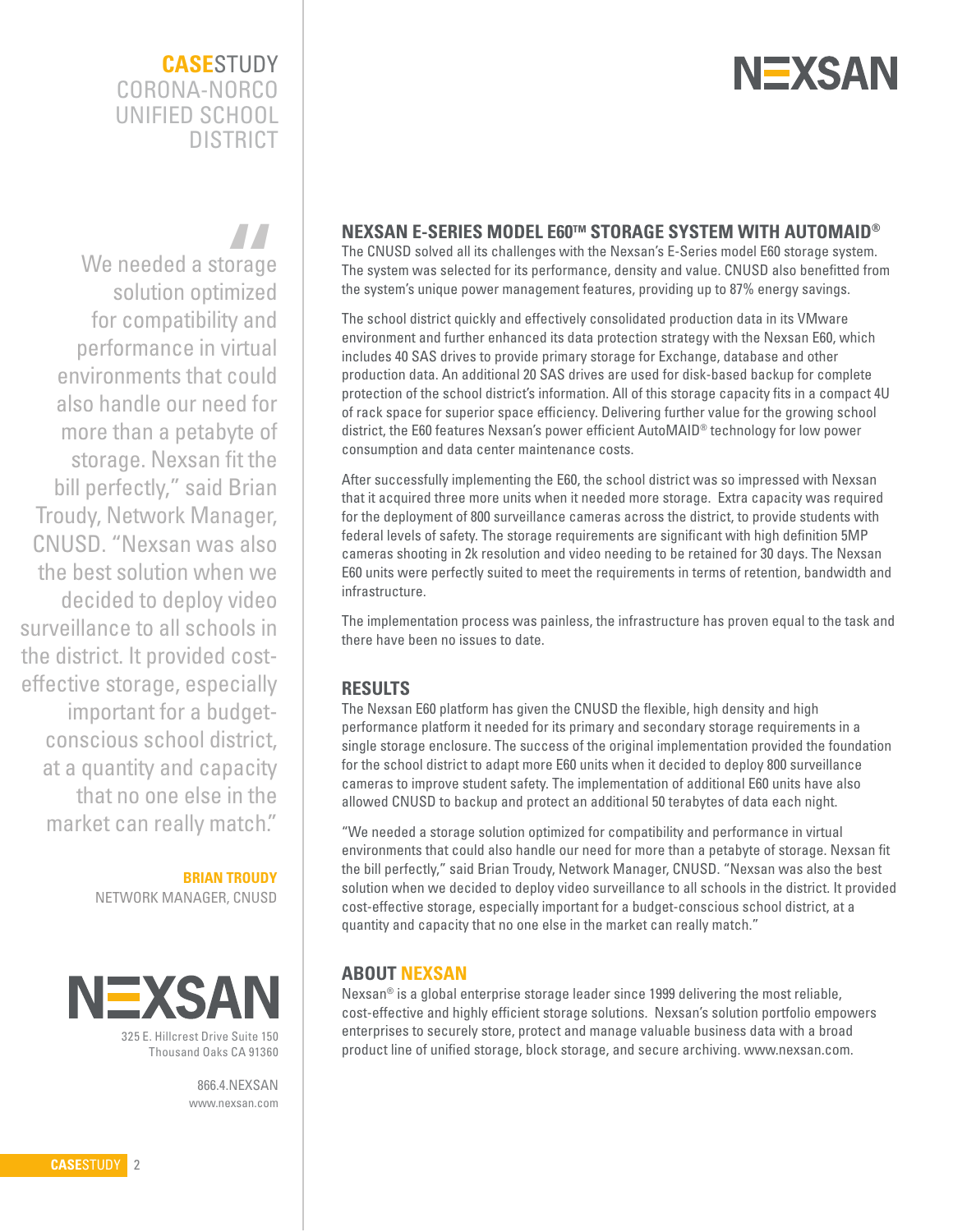# CASESTUDY CORONA-NORCO UNIFIED SCHOOL DISTRICT

> "We needed a storage solution optimized for compatibility and performance in virtual environments that could also handle our need for more than a petabyte of storage. Nexsan fit the bill perfectly," said Brian Troudy, Network Manager, CNUSD. "Nexsan was also the best solution when we decided to deploy video surveillance to all schools in the district. It provided cost-effective storage, especially important for a budget-conscious school district, at a quantity and capacity that no one else in the market can really match."
>
> **BRIAN TROUDY**
> NETWORK MANAGER, CNUSD

## NEXSAN E-SERIES MODEL E60™ STORAGE SYSTEM WITH AUTOMAID®

The CNUSD solved all its challenges with the Nexsan's E-Series model E60 storage system. The system was selected for its performance, density and value. CNUSD also benefitted from the system's unique power management features, providing up to 87% energy savings.

The school district quickly and effectively consolidated production data in its VMware environment and further enhanced its data protection strategy with the Nexsan E60, which includes 40 SAS drives to provide primary storage for Exchange, database and other production data. An additional 20 SAS drives are used for disk-based backup for complete protection of the school district's information. All of this storage capacity fits in a compact 4U of rack space for superior space efficiency. Delivering further value for the growing school district, the E60 features Nexsan's power efficient AutoMAID® technology for low power consumption and data center maintenance costs.

After successfully implementing the E60, the school district was so impressed with Nexsan that it acquired three more units when it needed more storage. Extra capacity was required for the deployment of 800 surveillance cameras across the district, to provide students with federal levels of safety. The storage requirements are significant with high definition 5MP cameras shooting in 2k resolution and video needing to be retained for 30 days. The Nexsan E60 units were perfectly suited to meet the requirements in terms of retention, bandwidth and infrastructure.

The implementation process was painless, the infrastructure has proven equal to the task and there have been no issues to date.

## RESULTS

The Nexsan E60 platform has given the CNUSD the flexible, high density and high performance platform it needed for its primary and secondary storage requirements in a single storage enclosure. The success of the original implementation provided the foundation for the school district to adapt more E60 units when it decided to deploy 800 surveillance cameras to improve student safety. The implementation of additional E60 units have also allowed CNUSD to backup and protect an additional 50 terabytes of data each night.

"We needed a storage solution optimized for compatibility and performance in virtual environments that could also handle our need for more than a petabyte of storage. Nexsan fit the bill perfectly," said Brian Troudy, Network Manager, CNUSD. "Nexsan was also the best solution when we decided to deploy video surveillance to all schools in the district. It provided cost-effective storage, especially important for a budget-conscious school district, at a quantity and capacity that no one else in the market can really match."

## ABOUT NEXSAN

Nexsan® is a global enterprise storage leader since 1999 delivering the most reliable, cost-effective and highly efficient storage solutions. Nexsan's solution portfolio empowers enterprises to securely store, protect and manage valuable business data with a broad product line of unified storage, block storage, and secure archiving. www.nexsan.com.

NEXSAN
325 E. Hillcrest Drive Suite 150
Thousand Oaks CA 91360

866.4.NEXSAN
www.nexsan.com